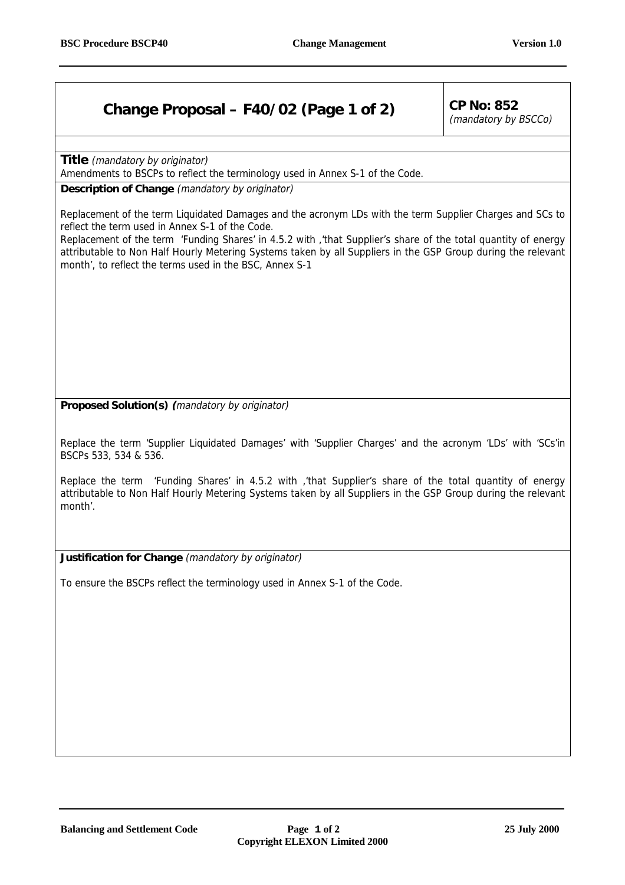## Change Proposal – F40/02 (Page 1 of 2)

**CP No: 852**
*(mandatory by BSCCo)*

**Title** *(mandatory by originator)*

Amendments to BSCPs to reflect the terminology used in Annex S-1 of the Code.

**Description of Change** *(mandatory by originator)*

Replacement of the term Liquidated Damages and the acronym LDs with the term Supplier Charges and SCs to reflect the term used in Annex S-1 of the Code.

Replacement of the term 'Funding Shares' in 4.5.2 with ,'that Supplier's share of the total quantity of energy attributable to Non Half Hourly Metering Systems taken by all Suppliers in the GSP Group during the relevant month', to reflect the terms used in the BSC, Annex S-1

**Proposed Solution(s)** *(mandatory by originator)*

Replace the term 'Supplier Liquidated Damages' with 'Supplier Charges' and the acronym 'LDs' with 'SCs'in BSCPs 533, 534 & 536.

Replace the term 'Funding Shares' in 4.5.2 with ,'that Supplier's share of the total quantity of energy attributable to Non Half Hourly Metering Systems taken by all Suppliers in the GSP Group during the relevant month'.

**Justification for Change** *(mandatory by originator)*

To ensure the BSCPs reflect the terminology used in Annex S-1 of the Code.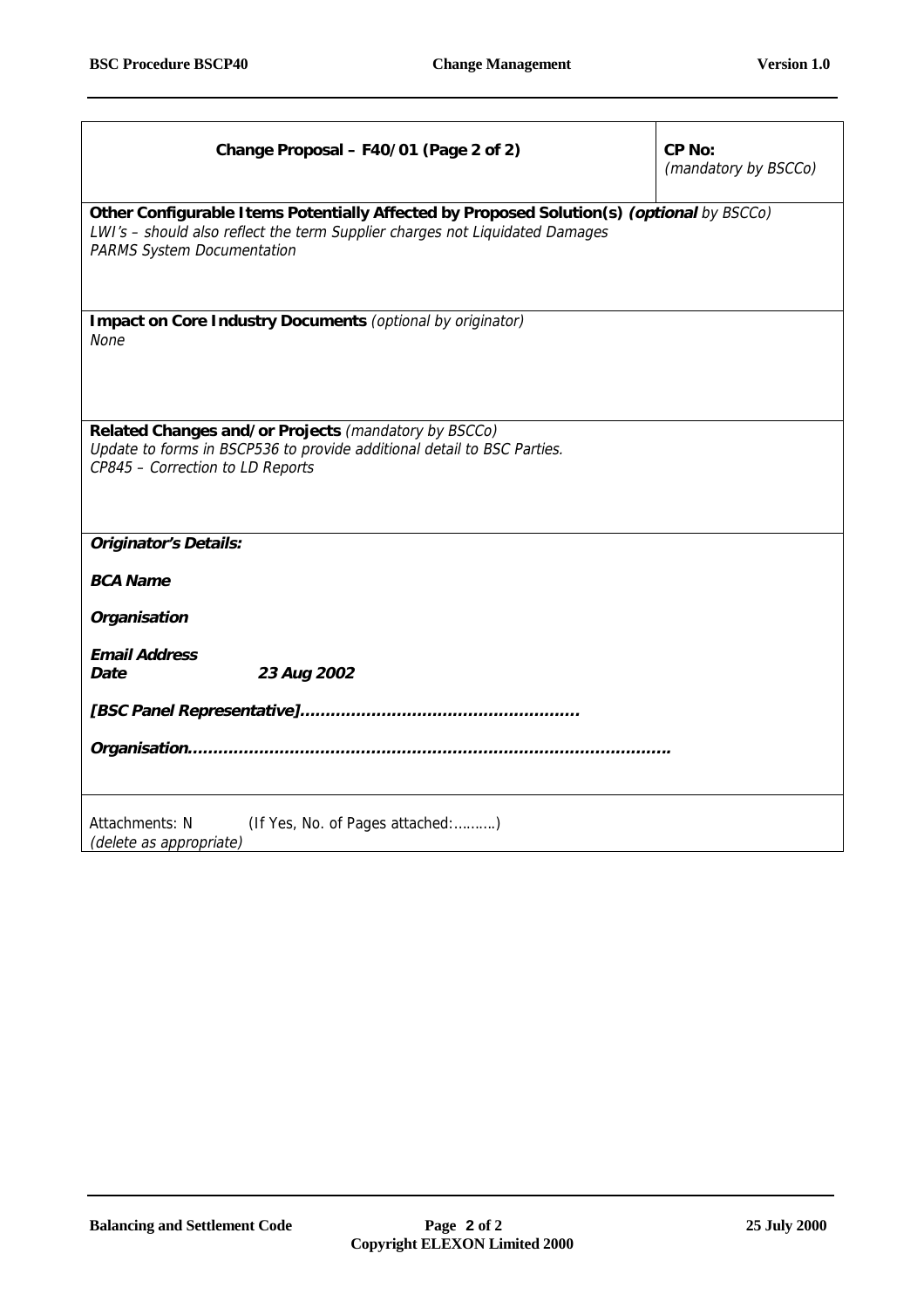| Change Proposal – F40/01 (Page 2 of 2) | **CP No:** *(mandatory by BSCCo)* |
|---|---|

**Other Configurable Items Potentially Affected by Proposed Solution(s)** ***(optional** by BSCCo)*

*LWI's – should also reflect the term Supplier charges not Liquidated Damages*
*PARMS System Documentation*

**Impact on Core Industry Documents** *(optional by originator)*

*None*

**Related Changes and/or Projects** *(mandatory by BSCCo)*

*Update to forms in BSCP536 to provide additional detail to BSC Parties.*
*CP845 – Correction to LD Reports*

***Originator's Details:***

***BCA Name***

***Organisation***

***Email Address***
***Date*** ***23 Aug 2002***

***[BSC Panel Representative]……………………………………………….***

***Organisation………………………………………………………………………………….***

Attachments: N (If Yes, No. of Pages attached:……….)
*(delete as appropriate)*